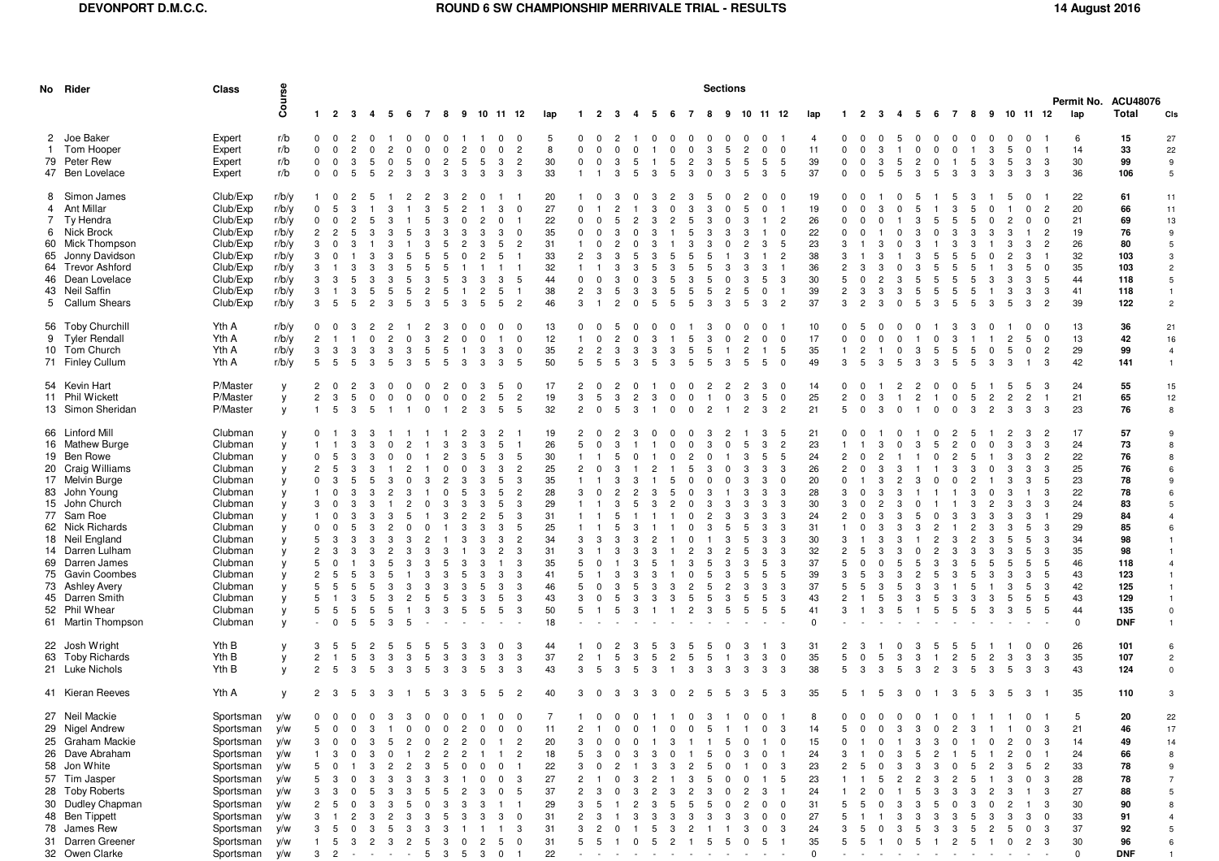**DEVONPORT D.M.C.C.**

**ROUND 6 SW CHAMPIONSHIP MERRIVALE TRIAL - RESULTS**

**14 August 2016**

Permit No. ACU48076

| No | Rider | Class | Course | Sections | | | | | | | | | | | | | | | | | | | | | | | | | | | | | | | | | | | | | | | | | | |
|---|---|---|---|---|---|---|---|---|---|---|---|---|---|---|---|---|---|---|---|---|---|---|---|---|---|---|---|---|---|---|---|---|---|---|---|---|---|---|---|---|
| | | | | 1 | 2 | 3 | 4 | 5 | 6 | 7 | 8 | 9 | 10 | 11 | 12 | lap | 1 | 2 | 3 | 4 | 5 | 6 | 7 | 8 | 9 | 10 | 11 | 12 | lap | 1 | 2 | 3 | 4 | 5 | 6 | 7 | 8 | 9 | 10 | 11 | 12 | lap | Total | Cls |
| 2 | Joe Baker | Expert | r/b | 0 | 0 | 2 | 0 | 1 | 0 | 0 | 0 | 1 | 1 | 0 | 0 | 5 | 0 | 0 | 2 | 1 | 0 | 0 | 0 | 0 | 0 | 0 | 0 | 1 | 4 | 0 | 0 | 0 | 5 | 0 | 0 | 0 | 0 | 0 | 0 | 0 | 1 | 6 | **15** | 27 |
| 1 | Tom Hooper | Expert | r/b | 0 | 0 | 2 | 0 | 2 | 0 | 0 | 0 | 2 | 0 | 0 | 2 | 8 | 0 | 0 | 0 | 0 | 1 | 0 | 0 | 3 | 5 | 2 | 0 | 0 | 11 | 0 | 0 | 3 | 1 | 0 | 0 | 0 | 1 | 3 | 5 | 0 | 1 | 14 | **33** | 22 |
| 79 | Peter Rew | Expert | r/b | 0 | 0 | 3 | 5 | 0 | 5 | 0 | 2 | 5 | 5 | 3 | 2 | 30 | 0 | 0 | 3 | 5 | 1 | 5 | 2 | 3 | 5 | 5 | 5 | 5 | 39 | 0 | 0 | 3 | 5 | 2 | 0 | 1 | 5 | 3 | 5 | 3 | 3 | 30 | **99** | 9 |
| 47 | Ben Lovelace | Expert | r/b | 0 | 0 | 5 | 5 | 2 | 3 | 3 | 3 | 3 | 3 | 3 | 3 | 33 | 1 | 1 | 3 | 5 | 3 | 5 | 3 | 0 | 3 | 5 | 3 | 5 | 37 | 0 | 0 | 5 | 5 | 3 | 5 | 3 | 3 | 3 | 3 | 3 | 3 | 36 | **106** | 5 |
| 8 | Simon James | Club/Exp | r/b/y | 1 | 0 | 2 | 5 | 1 | 2 | 2 | 3 | 2 | 0 | 1 | 1 | 20 | 1 | 0 | 3 | 0 | 3 | 2 | 3 | 5 | 0 | 2 | 0 | 0 | 19 | 0 | 0 | 1 | 0 | 5 | 1 | 5 | 3 | 1 | 5 | 0 | 1 | 22 | **61** | 11 |
| 4 | Ant Millar | Club/Exp | r/b/y | 0 | 5 | 3 | 1 | 3 | 1 | 3 | 5 | 2 | 1 | 3 | 0 | 27 | 0 | 1 | 2 | 1 | 3 | 0 | 3 | 3 | 0 | 5 | 0 | 1 | 19 | 0 | 0 | 3 | 0 | 5 | 1 | 3 | 5 | 0 | 1 | 0 | 2 | 20 | **66** | 11 |
| 7 | Ty Hendra | Club/Exp | r/b/y | 0 | 0 | 2 | 5 | 3 | 1 | 5 | 3 | 0 | 2 | 0 | 1 | 22 | 0 | 0 | 5 | 2 | 3 | 2 | 5 | 3 | 0 | 3 | 1 | 2 | 26 | 0 | 0 | 0 | 1 | 3 | 5 | 5 | 5 | 0 | 2 | 0 | 0 | 21 | **69** | 13 |
| 6 | Nick Brock | Club/Exp | r/b/y | 2 | 2 | 5 | 3 | 3 | 5 | 3 | 3 | 3 | 3 | 3 | 0 | 35 | 0 | 0 | 3 | 0 | 3 | 1 | 5 | 3 | 3 | 3 | 1 | 0 | 22 | 0 | 0 | 1 | 0 | 3 | 0 | 3 | 3 | 3 | 3 | 1 | 2 | 19 | **76** | 9 |
| 60 | Mick Thompson | Club/Exp | r/b/y | 3 | 0 | 3 | 1 | 3 | 1 | 3 | 5 | 2 | 3 | 5 | 2 | 31 | 1 | 0 | 2 | 0 | 3 | 1 | 3 | 3 | 0 | 2 | 3 | 5 | 23 | 3 | 1 | 3 | 0 | 3 | 1 | 3 | 3 | 1 | 3 | 3 | 2 | 26 | **80** | 5 |
| 65 | Jonny Davidson | Club/Exp | r/b/y | 3 | 0 | 1 | 3 | 3 | 5 | 5 | 5 | 0 | 2 | 5 | 1 | 33 | 2 | 3 | 3 | 5 | 3 | 5 | 5 | 5 | 1 | 3 | 1 | 2 | 38 | 3 | 1 | 3 | 1 | 3 | 5 | 5 | 5 | 0 | 2 | 3 | 1 | 32 | **103** | 3 |
| 64 | Trevor Ashford | Club/Exp | r/b/y | 3 | 1 | 3 | 3 | 3 | 5 | 5 | 5 | 1 | 1 | 1 | 1 | 32 | 1 | 1 | 3 | 3 | 5 | 3 | 5 | 5 | 3 | 3 | 3 | 1 | 36 | 2 | 3 | 3 | 0 | 3 | 5 | 5 | 5 | 1 | 3 | 5 | 0 | 35 | **103** | 2 |
| 46 | Dean Lovelace | Club/Exp | r/b/y | 3 | 3 | 5 | 3 | 3 | 5 | 3 | 5 | 3 | 3 | 3 | 5 | 44 | 0 | 0 | 3 | 0 | 3 | 5 | 5 | 3 | 0 | 3 | 5 | 3 | 30 | 5 | 0 | 2 | 3 | 5 | 5 | 5 | 5 | 3 | 3 | 3 | 5 | 44 | **118** | 5 |
| 43 | Neil Saffin | Club/Exp | r/b/y | 3 | 1 | 3 | 5 | 5 | 5 | 2 | 5 | 1 | 2 | 5 | 1 | 38 | 2 | 3 | 5 | 3 | 3 | 5 | 5 | 5 | 2 | 5 | 0 | 1 | 39 | 2 | 3 | 3 | 3 | 5 | 5 | 5 | 5 | 1 | 3 | 3 | 3 | 41 | **118** | 1 |
| 5 | Callum Shears | Club/Exp | r/b/y | 3 | 5 | 5 | 2 | 3 | 5 | 3 | 5 | 3 | 5 | 5 | 2 | 46 | 3 | 1 | 2 | 0 | 5 | 5 | 5 | 3 | 3 | 5 | 3 | 2 | 37 | 3 | 2 | 3 | 0 | 5 | 3 | 5 | 5 | 3 | 5 | 3 | 2 | 39 | **122** | 2 |
| 56 | Toby Churchill | Yth A | r/b/y | 0 | 0 | 3 | 2 | 2 | 1 | 2 | 3 | 0 | 0 | 0 | 0 | 13 | 0 | 0 | 5 | 0 | 0 | 0 | 1 | 3 | 0 | 0 | 0 | 1 | 10 | 0 | 5 | 0 | 0 | 0 | 1 | 3 | 3 | 0 | 1 | 0 | 0 | 13 | **36** | 21 |
| 9 | Tyler Rendall | Yth A | r/b/y | 2 | 1 | 1 | 0 | 2 | 0 | 3 | 2 | 0 | 0 | 1 | 0 | 12 | 1 | 0 | 2 | 0 | 3 | 1 | 5 | 3 | 0 | 2 | 0 | 0 | 17 | 0 | 0 | 0 | 0 | 1 | 0 | 3 | 1 | 1 | 2 | 5 | 0 | 13 | **42** | 16 |
| 10 | Tom Church | Yth A | r/b/y | 3 | 3 | 3 | 3 | 3 | 3 | 5 | 5 | 1 | 3 | 3 | 0 | 35 | 2 | 2 | 3 | 3 | 3 | 3 | 5 | 5 | 1 | 2 | 1 | 5 | 35 | 1 | 2 | 1 | 0 | 3 | 5 | 5 | 5 | 0 | 5 | 0 | 2 | 29 | **99** | 4 |
| 71 | Finley Cullum | Yth A | r/b/y | 5 | 5 | 5 | 3 | 5 | 3 | 5 | 5 | 3 | 3 | 3 | 5 | 50 | 5 | 5 | 5 | 3 | 5 | 3 | 5 | 5 | 3 | 5 | 5 | 0 | 49 | 3 | 5 | 3 | 5 | 3 | 3 | 5 | 5 | 3 | 3 | 1 | 3 | 42 | **141** | 1 |
| 54 | Kevin Hart | P/Master | y | 2 | 0 | 2 | 3 | 0 | 0 | 0 | 2 | 0 | 3 | 5 | 0 | 17 | 2 | 0 | 2 | 0 | 1 | 0 | 0 | 2 | 2 | 2 | 3 | 0 | 14 | 0 | 0 | 1 | 2 | 2 | 0 | 0 | 5 | 1 | 5 | 5 | 3 | 24 | **55** | 15 |
| 11 | Phil Wickett | P/Master | y | 2 | 3 | 5 | 0 | 0 | 0 | 0 | 0 | 0 | 2 | 5 | 2 | 19 | 3 | 5 | 3 | 2 | 3 | 0 | 0 | 1 | 0 | 3 | 5 | 0 | 25 | 2 | 0 | 3 | 1 | 2 | 1 | 0 | 5 | 2 | 2 | 2 | 1 | 21 | **65** | 12 |
| 13 | Simon Sheridan | P/Master | y | 1 | 5 | 3 | 5 | 1 | 1 | 0 | 1 | 2 | 3 | 5 | 5 | 32 | 2 | 0 | 5 | 3 | 1 | 0 | 0 | 2 | 1 | 2 | 3 | 2 | 21 | 5 | 0 | 3 | 0 | 1 | 0 | 0 | 3 | 2 | 3 | 3 | 3 | 23 | **76** | 8 |
| 66 | Linford Mill | Clubman | y | 0 | 1 | 3 | 3 | 1 | 1 | 1 | 1 | 2 | 3 | 2 | 1 | 19 | 2 | 0 | 2 | 3 | 0 | 0 | 0 | 3 | 2 | 1 | 3 | 5 | 21 | 0 | 0 | 1 | 0 | 1 | 0 | 2 | 5 | 1 | 2 | 3 | 2 | 17 | **57** | 9 |
| 16 | Mathew Burge | Clubman | y | 1 | 1 | 3 | 3 | 0 | 2 | 1 | 3 | 3 | 3 | 5 | 1 | 26 | 5 | 0 | 3 | 1 | 1 | 0 | 0 | 3 | 0 | 5 | 3 | 2 | 23 | 1 | 1 | 3 | 0 | 3 | 5 | 2 | 0 | 0 | 3 | 3 | 3 | 24 | **73** | 8 |
| 19 | Ben Rowe | Clubman | y | 0 | 5 | 3 | 3 | 0 | 0 | 1 | 2 | 3 | 5 | 3 | 5 | 30 | 1 | 1 | 5 | 0 | 1 | 0 | 2 | 0 | 1 | 3 | 5 | 5 | 24 | 2 | 0 | 2 | 1 | 1 | 0 | 2 | 5 | 1 | 3 | 3 | 2 | 22 | **76** | 8 |
| 20 | Craig Williams | Clubman | y | 2 | 5 | 3 | 3 | 1 | 2 | 1 | 0 | 0 | 3 | 3 | 2 | 25 | 2 | 0 | 3 | 1 | 2 | 1 | 5 | 3 | 0 | 3 | 3 | 3 | 26 | 2 | 0 | 3 | 3 | 1 | 1 | 3 | 3 | 0 | 3 | 3 | 3 | 25 | **76** | 6 |
| 17 | Melvin Burge | Clubman | y | 0 | 3 | 5 | 5 | 3 | 0 | 3 | 2 | 3 | 3 | 5 | 3 | 35 | 1 | 1 | 3 | 3 | 1 | 5 | 0 | 0 | 0 | 3 | 3 | 0 | 20 | 0 | 1 | 3 | 2 | 3 | 0 | 0 | 2 | 1 | 3 | 3 | 5 | 23 | **78** | 9 |
| 83 | John Young | Clubman | y | 1 | 0 | 3 | 3 | 2 | 3 | 1 | 0 | 5 | 3 | 5 | 2 | 28 | 3 | 0 | 2 | 2 | 3 | 5 | 0 | 3 | 1 | 3 | 3 | 3 | 28 | 3 | 0 | 3 | 3 | 1 | 1 | 1 | 3 | 0 | 3 | 1 | 3 | 22 | **78** | 6 |
| 15 | John Church | Clubman | y | 3 | 0 | 3 | 3 | 1 | 2 | 0 | 3 | 3 | 3 | 5 | 3 | 29 | 1 | 1 | 3 | 5 | 3 | 2 | 0 | 3 | 3 | 3 | 3 | 3 | 30 | 3 | 0 | 2 | 3 | 0 | 1 | 1 | 3 | 2 | 3 | 3 | 3 | 24 | **83** | 5 |
| 77 | Sam Roe | Clubman | y | 1 | 0 | 3 | 3 | 3 | 5 | 1 | 3 | 2 | 2 | 5 | 3 | 31 | 1 | 1 | 5 | 1 | 1 | 1 | 0 | 2 | 3 | 3 | 3 | 3 | 24 | 2 | 0 | 3 | 3 | 5 | 0 | 3 | 3 | 3 | 3 | 3 | 1 | 29 | **84** | 4 |
| 62 | Nick Richards | Clubman | y | 0 | 0 | 5 | 3 | 2 | 0 | 0 | 1 | 3 | 3 | 3 | 5 | 25 | 1 | 1 | 5 | 3 | 1 | 1 | 0 | 3 | 5 | 5 | 3 | 3 | 31 | 1 | 0 | 3 | 3 | 3 | 2 | 1 | 2 | 3 | 3 | 5 | 3 | 29 | **85** | 6 |
| 18 | Neil England | Clubman | y | 5 | 3 | 3 | 3 | 3 | 2 | 1 | 3 | 3 | 3 | 3 | 2 | 34 | 3 | 3 | 3 | 3 | 2 | 1 | 0 | 1 | 3 | 5 | 3 | 3 | 30 | 3 | 1 | 3 | 3 | 1 | 2 | 3 | 2 | 3 | 5 | 5 | 3 | 34 | **98** | 1 |
| 14 | Darren Lulham | Clubman | y | 2 | 3 | 3 | 3 | 2 | 3 | 3 | 3 | 1 | 3 | 2 | 3 | 31 | 3 | 1 | 3 | 3 | 3 | 1 | 2 | 3 | 2 | 5 | 3 | 3 | 32 | 2 | 5 | 3 | 3 | 0 | 2 | 3 | 3 | 3 | 3 | 5 | 3 | 35 | **98** | 1 |
| 69 | Darren James | Clubman | y | 5 | 0 | 1 | 3 | 5 | 3 | 3 | 5 | 3 | 3 | 1 | 3 | 35 | 5 | 0 | 1 | 3 | 5 | 1 | 3 | 5 | 3 | 5 | 3 | 3 | 37 | 5 | 0 | 0 | 5 | 5 | 3 | 5 | 5 | 5 | 5 | 3 | 5 | 46 | **118** | 4 |
| 75 | Gavin Coombes | Clubman | y | 2 | 5 | 5 | 3 | 5 | 1 | 3 | 3 | 5 | 3 | 3 | 3 | 41 | 5 | 1 | 3 | 3 | 3 | 1 | 0 | 5 | 3 | 5 | 5 | 5 | 39 | 3 | 5 | 3 | 3 | 2 | 5 | 3 | 5 | 3 | 3 | 3 | 5 | 43 | **123** | 1 |
| 73 | Ashley Avery | Clubman | y | 5 | 5 | 5 | 5 | 3 | 3 | 3 | 3 | 5 | 3 | 3 | 3 | 46 | 5 | 0 | 3 | 5 | 3 | 3 | 2 | 5 | 2 | 3 | 3 | 3 | 37 | 5 | 5 | 3 | 5 | 3 | 3 | 1 | 5 | 1 | 3 | 5 | 3 | 42 | **125** | 1 |
| 45 | Darren Smith | Clubman | y | 5 | 1 | 3 | 5 | 3 | 2 | 5 | 5 | 3 | 3 | 5 | 3 | 43 | 3 | 0 | 5 | 3 | 3 | 3 | 3 | 5 | 5 | 3 | 5 | 5 | 43 | 2 | 1 | 5 | 3 | 3 | 5 | 3 | 3 | 3 | 5 | 5 | 5 | 43 | **129** | 1 |
| 52 | Phil Whear | Clubman | y | 5 | 5 | 5 | 5 | 5 | 1 | 3 | 3 | 5 | 5 | 5 | 3 | 50 | 5 | 1 | 5 | 3 | 1 | 1 | 2 | 3 | 5 | 5 | 5 | 5 | 41 | 3 | 1 | 3 | 5 | 1 | 5 | 5 | 5 | 3 | 3 | 5 | 5 | 44 | **135** | 0 |
| 61 | Martin Thompson | Clubman | y | - | 0 | 5 | 5 | 3 | 5 | - | - | - | - | - | - | 18 | - | - | - | - | - | - | - | - | - | - | - | - | 0 | - | - | - | - | - | - | - | - | - | - | - | - | 0 | **DNF** | 1 |
| 22 | Josh Wright | Yth B | y | 3 | 5 | 5 | 2 | 5 | 5 | 5 | 5 | 3 | 3 | 0 | 3 | 44 | 1 | 0 | 2 | 3 | 5 | 3 | 5 | 5 | 0 | 3 | 1 | 3 | 31 | 2 | 3 | 1 | 0 | 3 | 5 | 5 | 5 | 1 | 1 | 0 | 0 | 26 | **101** | 6 |
| 63 | Toby Richards | Yth B | y | 2 | 1 | 5 | 3 | 3 | 3 | 5 | 3 | 3 | 3 | 3 | 3 | 37 | 2 | 1 | 5 | 3 | 5 | 2 | 5 | 5 | 1 | 3 | 3 | 0 | 35 | 5 | 0 | 5 | 3 | 3 | 1 | 2 | 5 | 2 | 3 | 3 | 3 | 35 | **107** | 2 |
| 21 | Luke Nichols | Yth B | y | 2 | 5 | 3 | 5 | 3 | 3 | 5 | 3 | 3 | 5 | 3 | 3 | 43 | 3 | 5 | 3 | 5 | 3 | 1 | 3 | 3 | 3 | 3 | 3 | 3 | 38 | 5 | 3 | 3 | 5 | 3 | 2 | 3 | 5 | 3 | 5 | 3 | 3 | 43 | **124** | 0 |
| 41 | Kieran Reeves | Yth A | y | 2 | 3 | 5 | 3 | 3 | 1 | 5 | 3 | 3 | 5 | 5 | 2 | 40 | 3 | 0 | 3 | 3 | 3 | 0 | 2 | 5 | 5 | 3 | 5 | 3 | 35 | 5 | 1 | 5 | 3 | 0 | 1 | 3 | 5 | 3 | 5 | 3 | 1 | 35 | **110** | 3 |
| 27 | Neil Mackie | Sportsman | y/w | 0 | 0 | 0 | 0 | 3 | 3 | 0 | 0 | 0 | 1 | 0 | 0 | 7 | 1 | 0 | 0 | 0 | 1 | 1 | 0 | 3 | 1 | 0 | 0 | 1 | 8 | 0 | 0 | 0 | 0 | 0 | 1 | 0 | 1 | 1 | 1 | 0 | 1 | 5 | **20** | 22 |
| 29 | Nigel Andrew | Sportsman | y/w | 5 | 0 | 0 | 3 | 1 | 0 | 0 | 0 | 2 | 0 | 0 | 0 | 11 | 2 | 1 | 0 | 0 | 1 | 0 | 0 | 5 | 1 | 1 | 0 | 3 | 14 | 5 | 0 | 0 | 3 | 3 | 0 | 2 | 3 | 1 | 1 | 0 | 3 | 21 | **46** | 17 |
| 25 | Graham Mackie | Sportsman | y/w | 3 | 0 | 0 | 3 | 5 | 2 | 0 | 2 | 2 | 0 | 1 | 2 | 20 | 3 | 0 | 0 | 0 | 1 | 3 | 1 | 1 | 5 | 0 | 1 | 0 | 15 | 0 | 1 | 0 | 1 | 3 | 3 | 0 | 1 | 0 | 2 | 0 | 3 | 14 | **49** | 14 |
| 26 | Dave Abraham | Sportsman | y/w | 1 | 3 | 0 | 3 | 0 | 1 | 2 | 2 | 2 | 1 | 1 | 2 | 18 | 5 | 3 | 0 | 3 | 3 | 0 | 1 | 5 | 0 | 3 | 0 | 1 | 24 | 3 | 1 | 0 | 3 | 5 | 2 | 1 | 5 | 1 | 2 | 0 | 1 | 24 | **66** | 8 |
| 58 | Jon White | Sportsman | y/w | 5 | 0 | 1 | 3 | 2 | 2 | 3 | 5 | 0 | 0 | 0 | 1 | 22 | 3 | 0 | 2 | 1 | 3 | 3 | 2 | 5 | 0 | 1 | 0 | 3 | 23 | 2 | 5 | 0 | 3 | 3 | 3 | 0 | 5 | 2 | 3 | 5 | 2 | 33 | **78** | 9 |
| 57 | Tim Jasper | Sportsman | y/w | 5 | 3 | 0 | 3 | 3 | 3 | 3 | 3 | 1 | 0 | 0 | 3 | 27 | 2 | 1 | 0 | 3 | 2 | 1 | 3 | 5 | 0 | 0 | 1 | 5 | 23 | 1 | 1 | 5 | 2 | 2 | 3 | 2 | 5 | 1 | 3 | 0 | 3 | 28 | **78** | 7 |
| 28 | Toby Roberts | Sportsman | y/w | 3 | 3 | 0 | 5 | 3 | 3 | 5 | 5 | 2 | 3 | 0 | 5 | 37 | 2 | 3 | 0 | 3 | 2 | 3 | 2 | 3 | 0 | 2 | 3 | 1 | 24 | 1 | 2 | 0 | 1 | 5 | 3 | 3 | 3 | 2 | 3 | 1 | 3 | 27 | **88** | 5 |
| 30 | Dudley Chapman | Sportsman | y/w | 2 | 5 | 0 | 3 | 3 | 5 | 0 | 3 | 3 | 3 | 1 | 1 | 29 | 3 | 5 | 1 | 2 | 3 | 5 | 5 | 5 | 0 | 2 | 0 | 0 | 31 | 5 | 5 | 0 | 3 | 3 | 5 | 0 | 3 | 0 | 2 | 1 | 3 | 30 | **90** | 8 |
| 48 | Ben Tippett | Sportsman | y/w | 3 | 1 | 2 | 3 | 2 | 3 | 3 | 5 | 3 | 3 | 3 | 0 | 31 | 2 | 3 | 1 | 3 | 3 | 3 | 3 | 3 | 3 | 3 | 0 | 0 | 27 | 5 | 1 | 1 | 3 | 3 | 3 | 5 | 3 | 3 | 3 | 3 | 0 | 33 | **91** | 4 |
| 78 | James Rew | Sportsman | y/w | 3 | 5 | 0 | 3 | 5 | 3 | 3 | 3 | 1 | 1 | 1 | 3 | 31 | 3 | 2 | 0 | 1 | 5 | 3 | 2 | 1 | 1 | 3 | 0 | 3 | 24 | 3 | 5 | 0 | 3 | 5 | 3 | 3 | 5 | 2 | 5 | 0 | 3 | 37 | **92** | 5 |
| 31 | Darren Greener | Sportsman | y/w | 1 | 5 | 3 | 2 | 3 | 2 | 5 | 3 | 0 | 2 | 5 | 0 | 31 | 5 | 5 | 1 | 0 | 5 | 2 | 1 | 5 | 5 | 0 | 5 | 1 | 35 | 5 | 5 | 1 | 0 | 5 | 1 | 2 | 5 | 1 | 0 | 2 | 3 | 30 | **96** | 6 |
| 32 | Owen Clarke | Sportsman | y/w | 3 | 2 | - | - | - | - | 5 | 3 | 5 | 3 | 0 | 1 | 22 | - | - | - | - | - | - | - | - | - | - | - | - | 0 | - | - | - | - | - | - | - | - | - | - | - | - | 0 | **DNF** | 1 |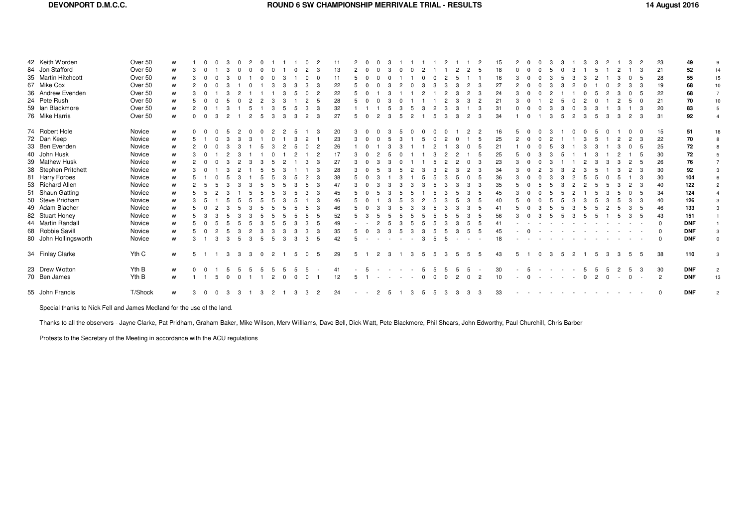| | | | | | | | | | | | | | | | | | | | | | | | | | | | | | | | | | | | | | | | | | | | | |
|---|---|---|---|---|---|---|---|---|---|---|---|---|---|---|---|---|---|---|---|---|---|---|---|---|---|---|---|---|---|---|---|---|---|---|---|---|---|---|---|---|---|---|---|---|
| 42 | Keith Worden | Over 50 | w | 1 | 0 | 0 | 3 | 0 | 2 | 0 | 1 | 1 | 1 | 0 | 2 | 11 | 2 | 0 | 0 | 3 | 1 | 1 | 1 | 1 | 2 | 1 | 1 | 2 | 15 | 2 | 0 | 0 | 3 | 3 | 1 | 3 | 3 | 2 | 1 | 3 | 2 | 23 | **49** | 9 |
| 84 | Jon Stafford | Over 50 | w | 3 | 0 | 1 | 3 | 0 | 0 | 0 | 0 | 1 | 0 | 2 | 3 | 13 | 2 | 0 | 0 | 3 | 0 | 0 | 2 | 1 | 1 | 2 | 2 | 5 | 18 | 0 | 0 | 0 | 5 | 0 | 3 | 1 | 5 | 1 | 2 | 1 | 3 | 21 | **52** | 14 |
| 35 | Martin Hitchcott | Over 50 | w | 3 | 0 | 0 | 3 | 0 | 1 | 0 | 0 | 3 | 1 | 0 | 0 | 11 | 5 | 0 | 0 | 0 | 1 | 1 | 0 | 0 | 2 | 5 | 1 | 1 | 16 | 3 | 0 | 0 | 3 | 5 | 3 | 3 | 2 | 1 | 3 | 0 | 5 | 28 | **55** | 15 |
| 67 | Mike Cox | Over 50 | w | 2 | 0 | 0 | 3 | 1 | 0 | 1 | 3 | 3 | 3 | 3 | 3 | 22 | 5 | 0 | 0 | 3 | 2 | 0 | 3 | 3 | 3 | 3 | 2 | 3 | 27 | 2 | 0 | 0 | 3 | 3 | 2 | 0 | 1 | 0 | 2 | 3 | 3 | 19 | **68** | 10 |
| 36 | Andrew Evenden | Over 50 | w | 3 | 0 | 1 | 3 | 2 | 1 | 1 | 1 | 3 | 5 | 0 | 2 | 22 | 5 | 0 | 1 | 3 | 1 | 1 | 2 | 1 | 2 | 3 | 2 | 3 | 24 | 3 | 0 | 0 | 2 | 1 | 1 | 0 | 5 | 2 | 3 | 0 | 5 | 22 | **68** | 7 |
| 24 | Pete Rush | Over 50 | w | 5 | 0 | 0 | 5 | 0 | 2 | 2 | 3 | 3 | 1 | 2 | 5 | 28 | 5 | 0 | 0 | 3 | 0 | 1 | 1 | 1 | 2 | 3 | 3 | 2 | 21 | 3 | 0 | 1 | 2 | 5 | 0 | 2 | 0 | 1 | 2 | 5 | 0 | 21 | **70** | 10 |
| 59 | Ian Blackmore | Over 50 | w | 2 | 0 | 1 | 3 | 1 | 5 | 1 | 3 | 5 | 5 | 3 | 3 | 32 | 1 | 1 | 1 | 5 | 3 | 5 | 3 | 2 | 3 | 3 | 1 | 3 | 31 | 0 | 0 | 0 | 3 | 3 | 0 | 3 | 3 | 1 | 3 | 1 | 3 | 20 | **83** | 5 |
| 76 | Mike Harris | Over 50 | w | 0 | 0 | 3 | 2 | 1 | 2 | 5 | 3 | 3 | 3 | 2 | 3 | 27 | 5 | 0 | 2 | 3 | 5 | 2 | 1 | 5 | 3 | 3 | 2 | 3 | 34 | 1 | 0 | 1 | 3 | 5 | 2 | 3 | 5 | 3 | 3 | 2 | 3 | 31 | **92** | 4 |
| 74 | Robert Hole | Novice | w | 0 | 0 | 0 | 5 | 2 | 0 | 0 | 2 | 2 | 5 | 1 | 3 | 20 | 3 | 0 | 0 | 3 | 5 | 0 | 0 | 0 | 0 | 1 | 2 | 2 | 16 | 5 | 0 | 0 | 3 | 1 | 0 | 0 | 5 | 0 | 1 | 0 | 0 | 15 | **51** | 18 |
| 72 | Dan Keep | Novice | w | 5 | 1 | 0 | 3 | 3 | 3 | 1 | 0 | 1 | 3 | 2 | 1 | 23 | 3 | 0 | 0 | 5 | 3 | 1 | 5 | 0 | 2 | 0 | 1 | 5 | 25 | 2 | 0 | 0 | 2 | 1 | 1 | 3 | 5 | 1 | 2 | 2 | 3 | 22 | **70** | 8 |
| 33 | Ben Evenden | Novice | w | 2 | 0 | 0 | 3 | 3 | 1 | 5 | 3 | 2 | 5 | 0 | 2 | 26 | 1 | 0 | 1 | 3 | 3 | 1 | 1 | 2 | 1 | 3 | 0 | 5 | 21 | 1 | 0 | 0 | 5 | 3 | 1 | 3 | 3 | 1 | 3 | 0 | 5 | 25 | **72** | 8 |
| 40 | John Husk | Novice | w | 3 | 0 | 1 | 2 | 3 | 1 | 1 | 0 | 1 | 2 | 1 | 2 | 17 | 3 | 0 | 2 | 5 | 0 | 1 | 1 | 3 | 2 | 2 | 1 | 5 | 25 | 5 | 0 | 3 | 3 | 5 | 1 | 1 | 3 | 1 | 2 | 1 | 5 | 30 | **72** | 5 |
| 39 | Mathew Husk | Novice | w | 2 | 0 | 0 | 3 | 2 | 3 | 3 | 5 | 2 | 1 | 3 | 3 | 27 | 3 | 0 | 3 | 3 | 0 | 1 | 1 | 5 | 2 | 2 | 0 | 3 | 23 | 3 | 0 | 0 | 3 | 1 | 1 | 2 | 3 | 3 | 3 | 2 | 5 | 26 | **76** | 7 |
| 38 | Stephen Pritchett | Novice | w | 3 | 0 | 1 | 3 | 2 | 1 | 5 | 5 | 3 | 1 | 1 | 3 | 28 | 3 | 0 | 5 | 3 | 5 | 2 | 3 | 3 | 2 | 3 | 2 | 3 | 34 | 3 | 0 | 2 | 3 | 3 | 2 | 3 | 5 | 1 | 3 | 2 | 3 | 30 | **92** | 3 |
| 81 | Harry Forbes | Novice | w | 5 | 1 | 0 | 5 | 3 | 1 | 5 | 5 | 3 | 5 | 2 | 3 | 38 | 5 | 0 | 3 | 1 | 3 | 1 | 5 | 5 | 3 | 5 | 0 | 5 | 36 | 3 | 0 | 0 | 3 | 3 | 2 | 5 | 5 | 0 | 5 | 1 | 3 | 30 | **104** | 6 |
| 53 | Richard Allen | Novice | w | 2 | 5 | 5 | 3 | 3 | 3 | 5 | 5 | 5 | 3 | 5 | 3 | 47 | 3 | 0 | 3 | 3 | 3 | 3 | 3 | 5 | 3 | 3 | 3 | 3 | 35 | 5 | 0 | 5 | 5 | 3 | 2 | 2 | 5 | 5 | 3 | 2 | 3 | 40 | **122** | 2 |
| 51 | Shaun Gatting | Novice | w | 5 | 5 | 2 | 3 | 1 | 5 | 5 | 5 | 3 | 5 | 3 | 3 | 45 | 5 | 0 | 5 | 3 | 5 | 5 | 1 | 5 | 3 | 5 | 3 | 5 | 45 | 3 | 0 | 0 | 5 | 5 | 2 | 1 | 5 | 3 | 5 | 0 | 5 | 34 | **124** | 4 |
| 50 | Steve Pridham | Novice | w | 3 | 5 | 1 | 5 | 5 | 5 | 5 | 5 | 3 | 5 | 1 | 3 | 46 | 5 | 0 | 1 | 3 | 5 | 3 | 2 | 5 | 3 | 5 | 3 | 5 | 40 | 5 | 0 | 0 | 5 | 5 | 3 | 3 | 5 | 3 | 5 | 3 | 3 | 40 | **126** | 3 |
| 49 | Adam Blacher | Novice | w | 5 | 0 | 2 | 3 | 5 | 3 | 5 | 5 | 5 | 5 | 5 | 3 | 46 | 5 | 0 | 3 | 3 | 5 | 3 | 3 | 5 | 3 | 3 | 3 | 5 | 41 | 5 | 0 | 3 | 5 | 5 | 3 | 5 | 5 | 2 | 5 | 3 | 5 | 46 | **133** | 3 |
| 82 | Stuart Honey | Novice | w | 5 | 3 | 3 | 5 | 3 | 3 | 5 | 5 | 5 | 5 | 5 | 5 | 52 | 5 | 3 | 5 | 5 | 5 | 5 | 5 | 5 | 5 | 5 | 3 | 5 | 56 | 3 | 0 | 3 | 5 | 5 | 3 | 5 | 5 | 1 | 5 | 3 | 5 | 43 | **151** | 1 |
| 44 | Martin Randall | Novice | w | 5 | 0 | 5 | 5 | 5 | 5 | 3 | 5 | 5 | 3 | 3 | 5 | 49 | - | - | 2 | 5 | 3 | 5 | 5 | 5 | 3 | 3 | 5 | 5 | 41 | - | - | - | - | - | - | - | - | - | - | - | - | 0 | **DNF** | 1 |
| 68 | Robbie Savill | Novice | w | 5 | 0 | 2 | 5 | 3 | 2 | 3 | 3 | 3 | 3 | 3 | 3 | 35 | 5 | 0 | 3 | 3 | 5 | 3 | 3 | 5 | 5 | 3 | 5 | 5 | 45 | - | 0 | - | - | - | - | - | - | - | - | - | - | 0 | **DNF** | 3 |
| 80 | John Hollingsworth | Novice | w | 3 | 1 | 3 | 3 | 5 | 3 | 5 | 5 | 3 | 3 | 3 | 5 | 42 | 5 | - | - | - | - | - | 3 | 5 | 5 | - | - | - | 18 | - | - | - | - | - | - | - | - | - | - | - | - | 0 | **DNF** | 0 |
| 34 | Finlay Clarke | Yth C | w | 5 | 1 | 1 | 3 | 3 | 3 | 0 | 2 | 1 | 5 | 0 | 5 | 29 | 5 | 1 | 2 | 3 | 1 | 3 | 5 | 5 | 3 | 5 | 5 | 5 | 43 | 5 | 1 | 0 | 3 | 5 | 2 | 1 | 5 | 3 | 3 | 5 | 5 | 38 | **110** | 3 |
| 23 | Drew Wotton | Yth B | w | 0 | 0 | 1 | 5 | 5 | 5 | 5 | 5 | 5 | 5 | 5 | - | 41 | - | 5 | - | - | - | - | 5 | 5 | 5 | 5 | 5 | - | 30 | - | 5 | - | - | - | - | 5 | 5 | 5 | 2 | 5 | 3 | 30 | **DNF** | 2 |
| 70 | Ben James | Yth B | w | 1 | 1 | 5 | 0 | 0 | 1 | 1 | 2 | 0 | 0 | 0 | 1 | 12 | 5 | 1 | - | - | - | - | 0 | 0 | 0 | 2 | 0 | 2 | 10 | - | 0 | - | - | - | - | 0 | 2 | 0 | - | 0 | - | 2 | **DNF** | 13 |
| 55 | John Francis | T/Shock | w | 3 | 0 | 0 | 3 | 3 | 1 | 3 | 2 | 1 | 3 | 3 | 2 | 24 | - | - | 2 | 5 | 1 | 3 | 5 | 5 | 3 | 3 | 3 | 3 | 33 | - | - | - | - | - | - | - | - | - | - | - | - | 0 | **DNF** | 2 |

Special thanks to Nick Fell and James Medland for the use of the land.

Thanks to all the observers - Jayne Clarke, Pat Pridham, Graham Baker, Mike Wilson, Merv Williams, Dave Bell, Dick Watt, Pete Blackmore, Phil Shears, John Edworthy, Paul Churchill, Chris Barber

Protests to the Secretary of the Meeting in accordance with the ACU regulations